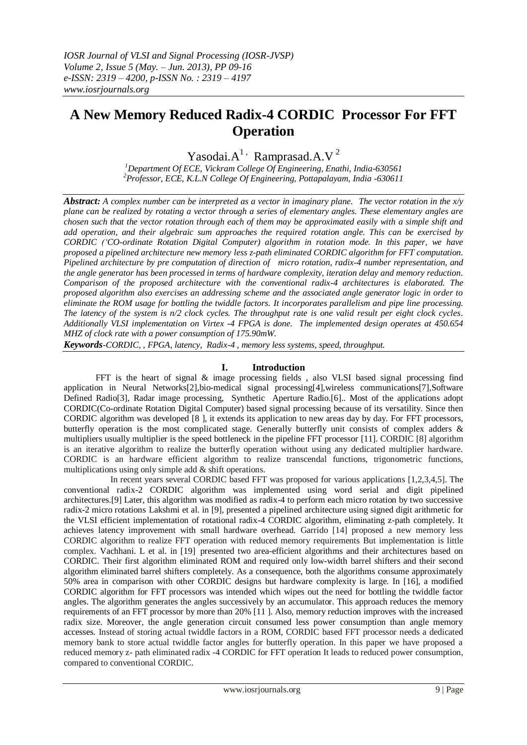# A New Memory Reduced Radix-4 CORDIC Processor For FFT Operation

Yasodai.A[1], Ramprasad.A.V[2]

[1]Department Of ECE, Vickram College Of Engineering, Enathi, India-630561
[2]Professor, ECE, K.L.N College Of Engineering, Pottapalayam, India -630611

***Abstract:*** *A complex number can be interpreted as a vector in imaginary plane. The vector rotation in the x/y plane can be realized by rotating a vector through a series of elementary angles. These elementary angles are chosen such that the vector rotation through each of them may be approximated easily with a simple shift and add operation, and their algebraic sum approaches the required rotation angle. This can be exercised by CORDIC ('CO-ordinate Rotation Digital Computer) algorithm in rotation mode. In this paper, we have proposed a pipelined architecture new memory less z-path eliminated CORDIC algorithm for FFT computation. Pipelined architecture by pre computation of direction of micro rotation, radix-4 number representation, and the angle generator has been processed in terms of hardware complexity, iteration delay and memory reduction. Comparison of the proposed architecture with the conventional radix-4 architectures is elaborated. The proposed algorithm also exercises an addressing scheme and the associated angle generator logic in order to eliminate the ROM usage for bottling the twiddle factors. It incorporates parallelism and pipe line processing. The latency of the system is n/2 clock cycles. The throughput rate is one valid result per eight clock cycles. Additionally VLSI implementation on Virtex -4 FPGA is done. The implemented design operates at 450.654 MHZ of clock rate with a power consumption of 175.90mW.*

***Keywords****-CORDIC, , FPGA, latency, Radix-4 , memory less systems, speed, throughput.*

## I. Introduction

FFT is the heart of signal & image processing fields , also VLSI based signal processing find application in Neural Networks[2],bio-medical signal processing[4],wireless communications[7],Software Defined Radio[3], Radar image processing, Synthetic Aperture Radio.[6].. Most of the applications adopt CORDIC(Co-ordinate Rotation Digital Computer) based signal processing because of its versatility. Since then CORDIC algorithm was developed [8 ], it extends its application to new areas day by day. For FFT processors, butterfly operation is the most complicated stage. Generally butterfly unit consists of complex adders & multipliers usually multiplier is the speed bottleneck in the pipeline FFT processor [11]. CORDIC [8] algorithm is an iterative algorithm to realize the butterfly operation without using any dedicated multiplier hardware. CORDIC is an hardware efficient algorithm to realize transcendal functions, trigonometric functions, multiplications using only simple add & shift operations.

In recent years several CORDIC based FFT was proposed for various applications [1,2,3,4,5]. The conventional radix-2 CORDIC algorithm was implemented using word serial and digit pipelined architectures.[9] Later, this algorithm was modified as radix-4 to perform each micro rotation by two successive radix-2 micro rotations Lakshmi et al. in [9], presented a pipelined architecture using signed digit arithmetic for the VLSI efficient implementation of rotational radix-4 CORDIC algorithm, eliminating z-path completely. It achieves latency improvement with small hardware overhead. Garrido [14] proposed a new memory less CORDIC algorithm to realize FFT operation with reduced memory requirements But implementation is little complex. Vachhani. L et al. in [19] presented two area-efficient algorithms and their architectures based on CORDIC. Their first algorithm eliminated ROM and required only low-width barrel shifters and their second algorithm eliminated barrel shifters completely. As a consequence, both the algorithms consume approximately 50% area in comparison with other CORDIC designs but hardware complexity is large. In [16], a modified CORDIC algorithm for FFT processors was intended which wipes out the need for bottling the twiddle factor angles. The algorithm generates the angles successively by an accumulator. This approach reduces the memory requirements of an FFT processor by more than 20% [11 ]. Also, memory reduction improves with the increased radix size. Moreover, the angle generation circuit consumed less power consumption than angle memory accesses. Instead of storing actual twiddle factors in a ROM, CORDIC based FFT processor needs a dedicated memory bank to store actual twiddle factor angles for butterfly operation. In this paper we have proposed a reduced memory z- path eliminated radix -4 CORDIC for FFT operation It leads to reduced power consumption, compared to conventional CORDIC.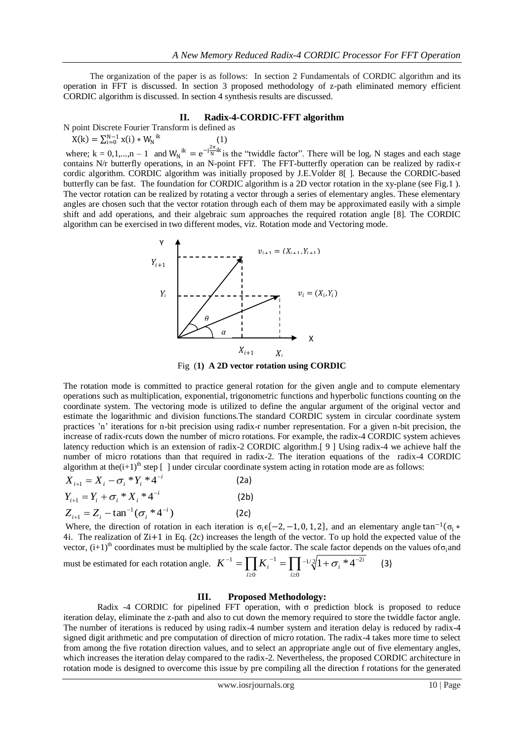The organization of the paper is as follows: In section 2 Fundamentals of CORDIC algorithm and its operation in FFT is discussed. In section 3 proposed methodology of z-path eliminated memory efficient CORDIC algorithm is discussed. In section 4 synthesis results are discussed.

## II. Radix-4-CORDIC-FFT algorithm

N point Discrete Fourier Transform is defined as

$$X(k) = \sum_{i=0}^{N-1} x(i) * W_N^{\,ik} \quad (1)$$

where; k = 0,1,...,n – 1 and $W_N^{\,ik} = e^{-j\frac{2\pi}{N}ik}$ is the "twiddle factor". There will be $\log_r N$ stages and each stage contains N/r butterfly operations, in an N-point FFT. The FFT-butterfly operation can be realized by radix-r cordic algorithm. CORDIC algorithm was initially proposed by J.E.Volder 8[ ]. Because the CORDIC-based butterfly can be fast. The foundation for CORDIC algorithm is a 2D vector rotation in the xy-plane (see Fig.1 ). The vector rotation can be realized by rotating a vector through a series of elementary angles. These elementary angles are chosen such that the vector rotation through each of them may be approximated easily with a simple shift and add operations, and their algebraic sum approaches the required rotation angle [8]. The CORDIC algorithm can be exercised in two different modes, viz. Rotation mode and Vectoring mode.

Fig (**1) A 2D vector rotation using CORDIC**

The rotation mode is committed to practice general rotation for the given angle and to compute elementary operations such as multiplication, exponential, trigonometric functions and hyperbolic functions counting on the coordinate system. The vectoring mode is utilized to define the angular argument of the original vector and estimate the logarithmic and division functions.The standard CORDIC system in circular coordinate system practices 'n' iterations for n-bit precision using radix-r number representation. For a given n-bit precision, the increase of radix-rcuts down the number of micro rotations. For example, the radix-4 CORDIC system achieves latency reduction which is an extension of radix-2 CORDIC algorithm.[ 9 ] Using radix-4 we achieve half the number of micro rotations than that required in radix-2. The iteration equations of the radix-4 CORDIC algorithm at the$(i+1)^{th}$ step [ ] under circular coordinate system acting in rotation mode are as follows:

$$X_{i+1} = X_i - \sigma_i * Y_i * 4^{-i} \quad (2a)$$

$$Y_{i+1} = Y_i + \sigma_i * X_i * 4^{-i} \quad (2b)$$

$$Z_{i+1} = Z_i - \tan^{-1}(\sigma_i * 4^{-i}) \quad (2c)$$

Where, the direction of rotation in each iteration is $\sigma_i \epsilon \{-2, -1, 0, 1, 2\}$, and an elementary angle $\tan^{-1}(\sigma_i *$ 4i. The realization of $Z_{i+1}$ in Eq. (2c) increases the length of the vector. To up hold the expected value of the vector, $(i+1)^{th}$ coordinates must be multiplied by the scale factor. The scale factor depends on the values of$\sigma_i$and must be estimated for each rotation angle. $K^{-1} = \prod_{i \geq 0} K_i^{-1} = \prod_{i \geq 0} {}^{-1/2}\!\sqrt{1 + \sigma_i * 4^{-2i}}$ (3)

## III. Proposed Methodology:

Radix -4 CORDIC for pipelined FFT operation, with σ prediction block is proposed to reduce iteration delay, eliminate the z-path and also to cut down the memory required to store the twiddle factor angle. The number of iterations is reduced by using radix-4 number system and iteration delay is reduced by radix-4 signed digit arithmetic and pre computation of direction of micro rotation. The radix-4 takes more time to select from among the five rotation direction values, and to select an appropriate angle out of five elementary angles, which increases the iteration delay compared to the radix-2. Nevertheless, the proposed CORDIC architecture in rotation mode is designed to overcome this issue by pre compiling all the direction f rotations for the generated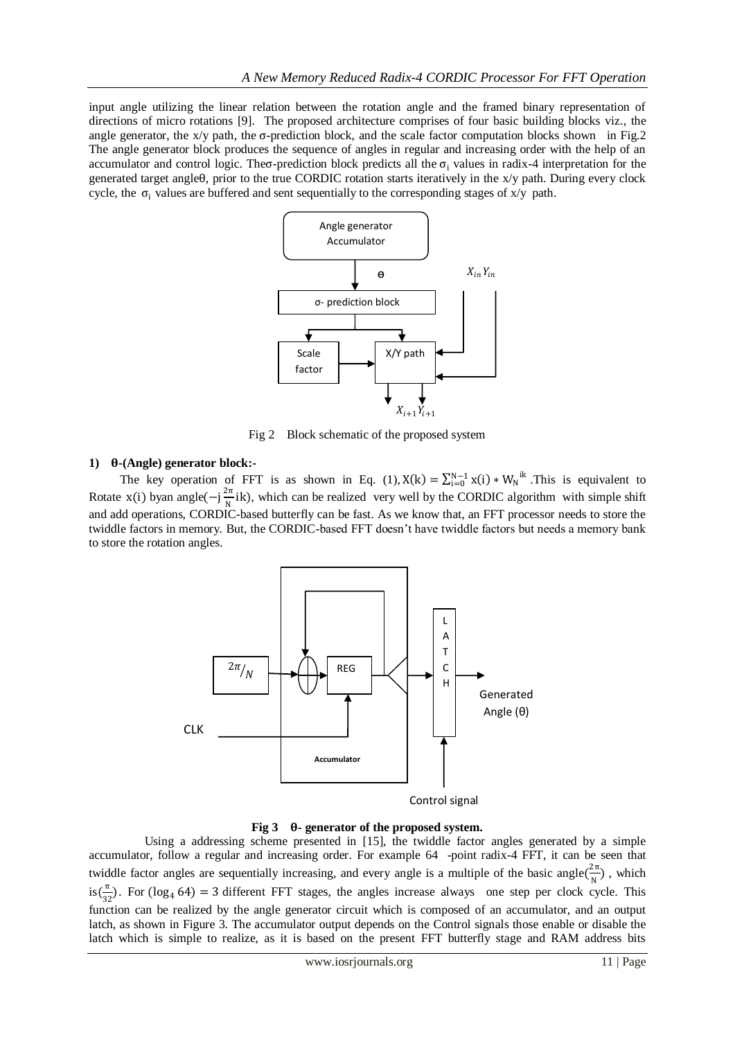input angle utilizing the linear relation between the rotation angle and the framed binary representation of directions of micro rotations [9]. The proposed architecture comprises of four basic building blocks viz., the angle generator, the x/y path, the σ-prediction block, and the scale factor computation blocks shown in Fig.2 The angle generator block produces the sequence of angles in regular and increasing order with the help of an accumulator and control logic. Theσ-prediction block predicts all the $\sigma_i$ values in radix-4 interpretation for the generated target angleθ, prior to the true CORDIC rotation starts iteratively in the x/y path. During every clock cycle, the $\sigma_i$ values are buffered and sent sequentially to the corresponding stages of x/y path.

Fig 2 Block schematic of the proposed system

**1) θ-(Angle) generator block:-**

The key operation of FFT is as shown in Eq. (1), $X(k) = \sum_{i=0}^{N-1} x(i) * W_N^{\ ik}$ .This is equivalent to Rotate x(i) byan angle$(-j\frac{2\pi}{N}ik)$, which can be realized very well by the CORDIC algorithm with simple shift and add operations, CORDIC-based butterfly can be fast. As we know that, an FFT processor needs to store the twiddle factors in memory. But, the CORDIC-based FFT doesn't have twiddle factors but needs a memory bank to store the rotation angles.

**Fig 3 θ- generator of the proposed system.**

Using a addressing scheme presented in [15], the twiddle factor angles generated by a simple accumulator, follow a regular and increasing order. For example 64 -point radix-4 FFT, it can be seen that twiddle factor angles are sequentially increasing, and every angle is a multiple of the basic angle$(\frac{2\pi}{N})$ , which is$(\frac{\pi}{32})$. For $(\log_4 64) = 3$ different FFT stages, the angles increase always one step per clock cycle. This function can be realized by the angle generator circuit which is composed of an accumulator, and an output latch, as shown in Figure 3. The accumulator output depends on the Control signals those enable or disable the latch which is simple to realize, as it is based on the present FFT butterfly stage and RAM address bits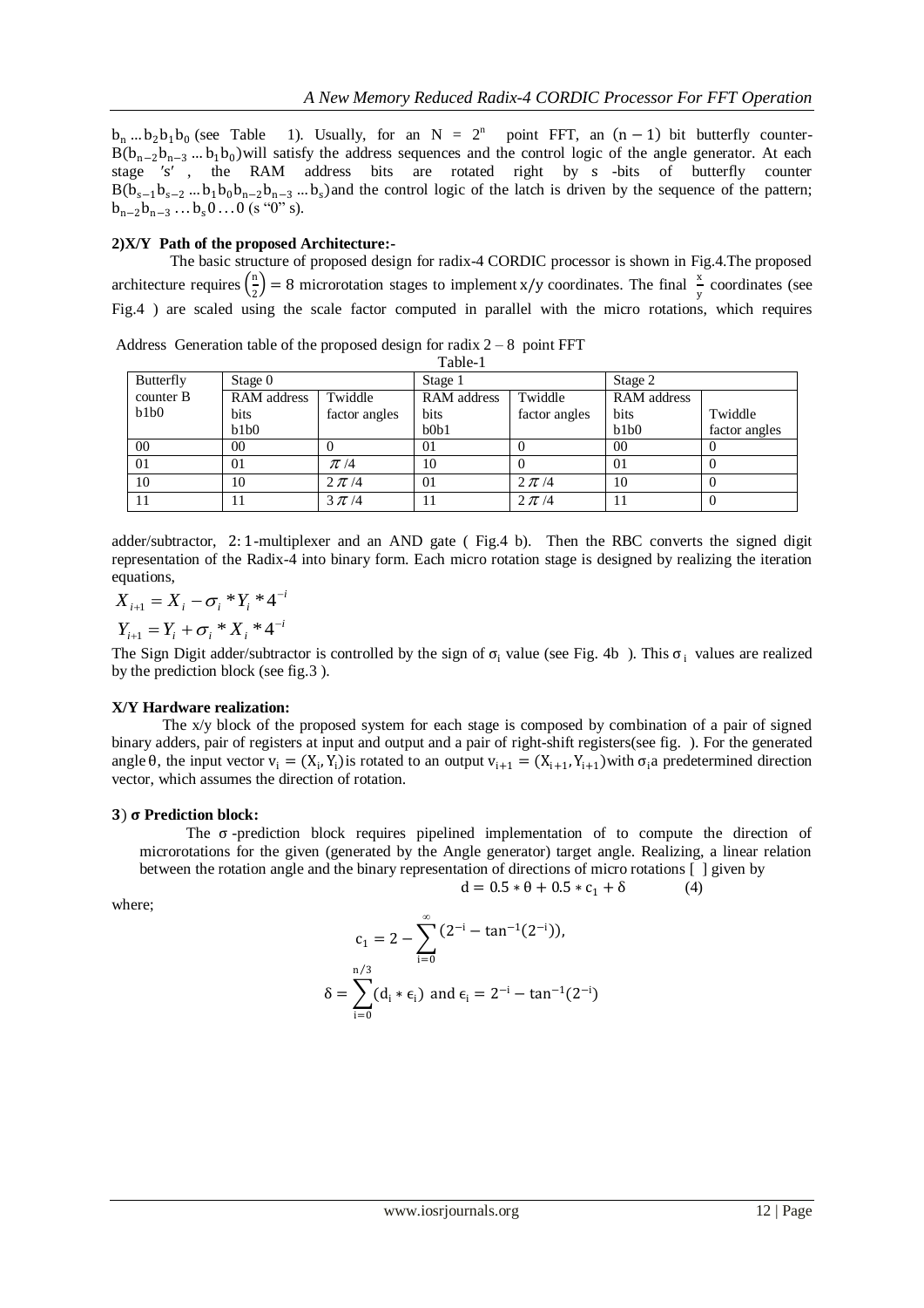$b_n \ldots b_2 b_1 b_0$ (see Table 1). Usually, for an $N = 2^n$ point FFT, an $(n-1)$ bit butterfly counter-$B(b_{n-2} b_{n-3} \ldots b_1 b_0)$ will satisfy the address sequences and the control logic of the angle generator. At each stage $'s'$, the RAM address bits are rotated right by s -bits of butterfly counter $B(b_{s-1} b_{s-2} \ldots b_1 b_0 b_{n-2} b_{n-3} \ldots b_s)$ and the control logic of the latch is driven by the sequence of the pattern; $b_{n-2} b_{n-3} \ldots b_s 0 \ldots 0$ (s "0" s).

**2)X/Y Path of the proposed Architecture:-**

The basic structure of proposed design for radix-4 CORDIC processor is shown in Fig.4.The proposed architecture requires $\left(\frac{n}{2}\right) = 8$ microrotation stages to implement $x/y$ coordinates. The final $\frac{x}{y}$ coordinates (see Fig.4 ) are scaled using the scale factor computed in parallel with the micro rotations, which requires

Address Generation table of the proposed design for radix 2 – 8 point FFT

Table-1

| Butterfly counter B b1b0 | Stage 0 | | Stage 1 | | Stage 2 | |
|---|---|---|---|---|---|---|
| | RAM address bits b1b0 | Twiddle factor angles | RAM address bits b0b1 | Twiddle factor angles | RAM address bits b1b0 | Twiddle factor angles |
| 00 | 00 | 0 | 01 | 0 | 00 | 0 |
| 01 | 01 | $\pi/4$ | 10 | 0 | 01 | 0 |
| 10 | 10 | $2\pi/4$ | 01 | $2\pi/4$ | 10 | 0 |
| 11 | 11 | $3\pi/4$ | 11 | $2\pi/4$ | 11 | 0 |

adder/subtractor, 2: 1-multiplexer and an AND gate ( Fig.4 b). Then the RBC converts the signed digit representation of the Radix-4 into binary form. Each micro rotation stage is designed by realizing the iteration equations,

$$X_{i+1} = X_i - \sigma_i * Y_i * 4^{-i}$$

$$Y_{i+1} = Y_i + \sigma_i * X_i * 4^{-i}$$

The Sign Digit adder/subtractor is controlled by the sign of $\sigma_i$ value (see Fig. 4b ). This $\sigma_i$ values are realized by the prediction block (see fig.3 ).

**X/Y Hardware realization:**

The x/y block of the proposed system for each stage is composed by combination of a pair of signed binary adders, pair of registers at input and output and a pair of right-shift registers(see fig. ). For the generated angle $\theta$, the input vector $v_i = (X_i, Y_i)$ is rotated to an output $v_{i+1} = (X_{i+1}, Y_{i+1})$ with $\sigma_i$ a predetermined direction vector, which assumes the direction of rotation.

**3) σ Prediction block:**

The $\sigma$ -prediction block requires pipelined implementation of to compute the direction of microrotations for the given (generated by the Angle generator) target angle. Realizing, a linear relation between the rotation angle and the binary representation of directions of micro rotations [ ] given by

$$d = 0.5 * \theta + 0.5 * c_1 + \delta \qquad (4)$$

where;

$$c_1 = 2 - \sum_{i=0}^{\infty} (2^{-i} - \tan^{-1}(2^{-i})),$$

$$\delta = \sum_{i=0}^{n/3} (d_i * \epsilon_i) \text{ and } \epsilon_i = 2^{-i} - \tan^{-1}(2^{-i})$$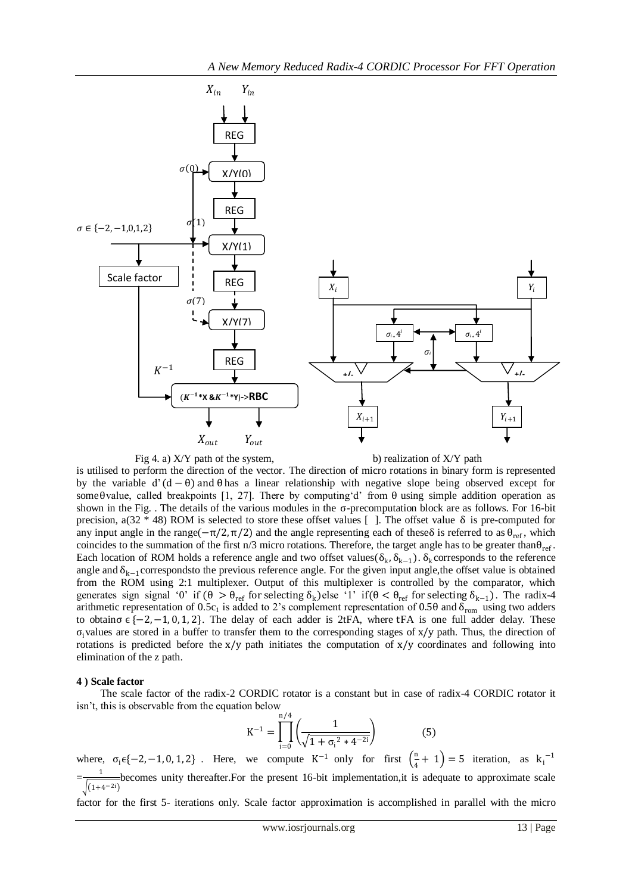Fig 4. a) X/Y path of the system, b) realization of X/Y path

is utilised to perform the direction of the vector. The direction of micro rotations in binary form is represented by the variable d'$(d-\theta)$ and $\theta$ has a linear relationship with negative slope being observed except for some $\theta$ value, called breakpoints [1, 27]. There by computing 'd' from $\theta$ using simple addition operation as shown in the Fig. . The details of the various modules in the $\sigma$-precomputation block are as follows. For 16-bit precision, a(32 * 48) ROM is selected to store these offset values [ ]. The offset value $\delta$ is pre-computed for any input angle in the range$(-\pi/2, \pi/2)$ and the angle representing each of these $\delta$ is referred to as $\theta_{ref}$, which coincides to the summation of the first n/3 micro rotations. Therefore, the target angle has to be greater than $\theta_{ref}$. Each location of ROM holds a reference angle and two offset values$(\delta_k, \delta_{k-1})$. $\delta_k$ corresponds to the reference angle and $\delta_{k-1}$ correspondsto the previous reference angle. For the given input angle,the offset value is obtained from the ROM using 2:1 multiplexer. Output of this multiplexer is controlled by the comparator, which generates sign signal '0' if $(\theta > \theta_{ref}$ for selecting $\delta_k)$ else '1' if$(\theta < \theta_{ref}$ for selecting $\delta_{k-1})$. The radix-4 arithmetic representation of $0.5c_1$ is added to 2's complement representation of $0.5\theta$ and $\delta_{rom}$ using two adders to obtain $\sigma \in \{-2, -1, 0, 1, 2\}$. The delay of each adder is 2tFA, where tFA is one full adder delay. These $\sigma_i$ values are stored in a buffer to transfer them to the corresponding stages of x/y path. Thus, the direction of rotations is predicted before the x/y path initiates the computation of x/y coordinates and following into elimination of the z path.

**4 ) Scale factor**

The scale factor of the radix-2 CORDIC rotator is a constant but in case of radix-4 CORDIC rotator it isn't, this is observable from the equation below

$$K^{-1} = \prod_{i=0}^{n/4} \left( \frac{1}{\sqrt{1 + \sigma_i^2 * 4^{-2i}}} \right) \qquad (5)$$

where, $\sigma_i \in \{-2, -1, 0, 1, 2\}$ . Here, we compute $K^{-1}$ only for first $\left(\frac{n}{4} + 1\right) = 5$ iteration, as $k_i^{-1} = \frac{1}{\sqrt{(1+4^{-2i})}}$ becomes unity thereafter.For the present 16-bit implementation,it is adequate to approximate scale factor for the first 5- iterations only. Scale factor approximation is accomplished in parallel with the micro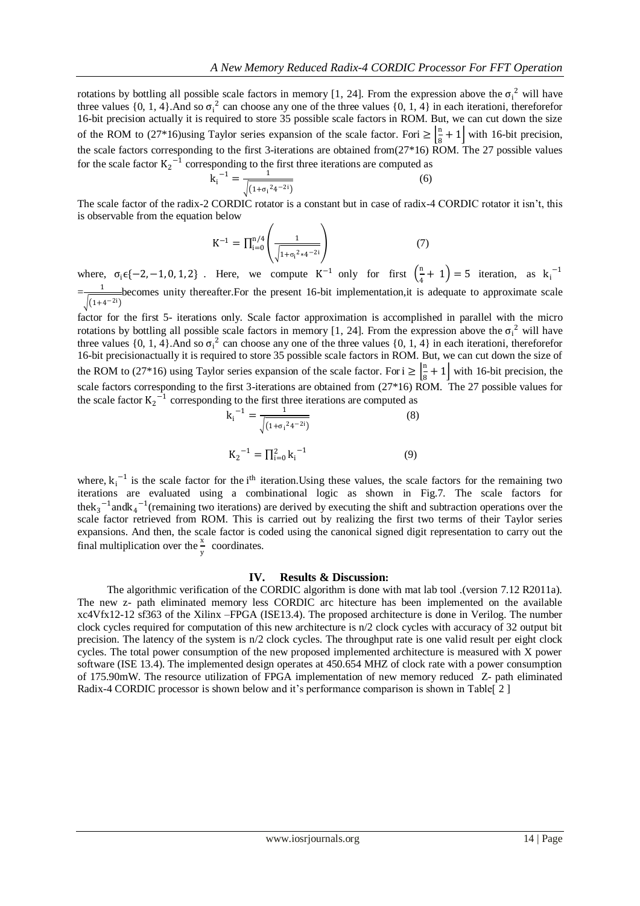rotations by bottling all possible scale factors in memory [1, 24]. From the expression above the $\sigma_i^2$ will have three values {0, 1, 4}.And so $\sigma_i^2$ can choose any one of the three values {0, 1, 4} in each iterationi, thereforefor 16-bit precision actually it is required to store 35 possible scale factors in ROM. But, we can cut down the size of the ROM to (27*16)using Taylor series expansion of the scale factor. Fori $\geq \left\lfloor \frac{n}{8}+1 \right\rfloor$ with 16-bit precision, the scale factors corresponding to the first 3-iterations are obtained from(27*16) ROM. The 27 possible values for the scale factor $K_2^{-1}$ corresponding to the first three iterations are computed as

$$k_i^{-1} = \frac{1}{\sqrt{(1+\sigma_i^2 4^{-2i})}} \qquad (6)$$

The scale factor of the radix-2 CORDIC rotator is a constant but in case of radix-4 CORDIC rotator it isn't, this is observable from the equation below

$$K^{-1} = \prod_{i=0}^{n/4} \left( \frac{1}{\sqrt{1+\sigma_i^2 * 4^{-2i}}} \right) \qquad (7)$$

where, $\sigma_i \epsilon \{-2, -1, 0, 1, 2\}$ . Here, we compute $K^{-1}$ only for first $\left(\frac{n}{4}+1\right) = 5$ iteration, as $k_i^{-1} = \frac{1}{\sqrt{(1+4^{-2i})}}$ becomes unity thereafter.For the present 16-bit implementation,it is adequate to approximate scale factor for the first 5- iterations only. Scale factor approximation is accomplished in parallel with the micro rotations by bottling all possible scale factors in memory [1, 24]. From the expression above the $\sigma_i^2$ will have three values {0, 1, 4}.And so $\sigma_i^2$ can choose any one of the three values {0, 1, 4} in each iterationi, thereforefor 16-bit precisionactually it is required to store 35 possible scale factors in ROM. But, we can cut down the size of the ROM to (27*16) using Taylor series expansion of the scale factor. For i $\geq \left\lfloor \frac{n}{8}+1 \right\rfloor$ with 16-bit precision, the scale factors corresponding to the first 3-iterations are obtained from (27*16) ROM. The 27 possible values for the scale factor $K_2^{-1}$ corresponding to the first three iterations are computed as

$$k_i^{-1} = \frac{1}{\sqrt{(1+\sigma_i^2 4^{-2i})}} \qquad (8)$$

$$K_2^{-1} = \prod_{i=0}^{2} k_i^{-1} \qquad (9)$$

where, $k_i^{-1}$ is the scale factor for the $i^{th}$ iteration.Using these values, the scale factors for the remaining two iterations are evaluated using a combinational logic as shown in Fig.7. The scale factors for the$k_3^{-1}$and$k_4^{-1}$(remaining two iterations) are derived by executing the shift and subtraction operations over the scale factor retrieved from ROM. This is carried out by realizing the first two terms of their Taylor series expansions. And then, the scale factor is coded using the canonical signed digit representation to carry out the final multiplication over the $\frac{x}{y}$ coordinates.

## IV. Results & Discussion:

The algorithmic verification of the CORDIC algorithm is done with mat lab tool .(version 7.12 R2011a). The new z- path eliminated memory less CORDIC arc hitecture has been implemented on the available xc4Vfx12-12 sf363 of the Xilinx –FPGA (ISE13.4). The proposed architecture is done in Verilog. The number clock cycles required for computation of this new architecture is n/2 clock cycles with accuracy of 32 output bit precision. The latency of the system is n/2 clock cycles. The throughput rate is one valid result per eight clock cycles. The total power consumption of the new proposed implemented architecture is measured with X power software (ISE 13.4). The implemented design operates at 450.654 MHZ of clock rate with a power consumption of 175.90mW. The resource utilization of FPGA implementation of new memory reduced Z- path eliminated Radix-4 CORDIC processor is shown below and it's performance comparison is shown in Table[ 2 ]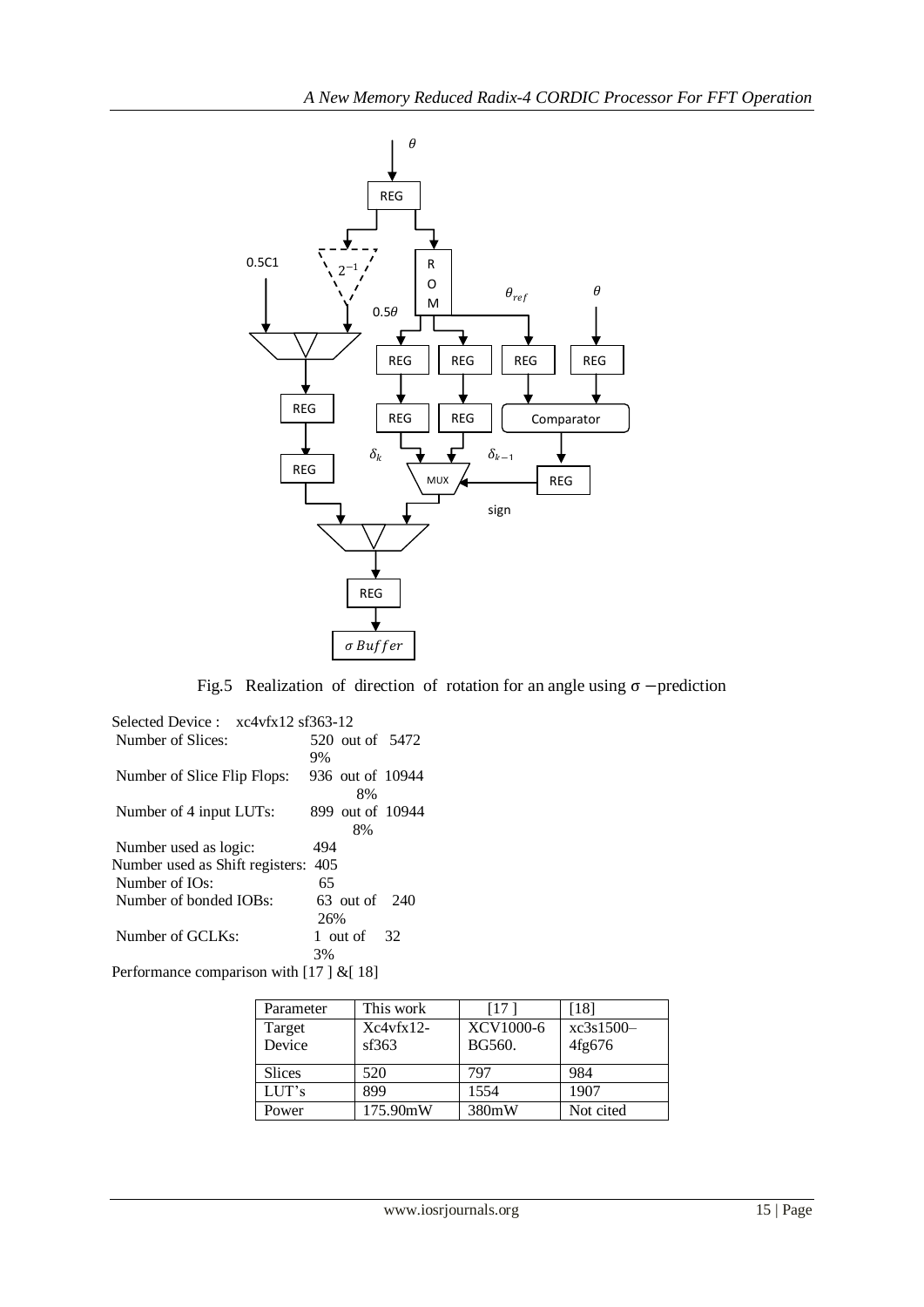Fig.5 Realization of direction of rotation for an angle using $\sigma$ −prediction

Selected Device : xc4vfx12 sf363-12

Number of Slices: 520 out of 5472 9%

Number of Slice Flip Flops: 936 out of 10944 8%

Number of 4 input LUTs: 899 out of 10944 8%

Number used as logic: 494

Number used as Shift registers: 405

Number of IOs: 65

Number of bonded IOBs: 63 out of 240 26%

Number of GCLKs: 1 out of 32 3%

Performance comparison with [17 ] &[ 18]

| Parameter | This work | [17 ] | [18] |
|---|---|---|---|
| Target Device | Xc4vfx12-sf363 | XCV1000-6 BG560. | xc3s1500–4fg676 |
| Slices | 520 | 797 | 984 |
| LUT's | 899 | 1554 | 1907 |
| Power | 175.90mW | 380mW | Not cited |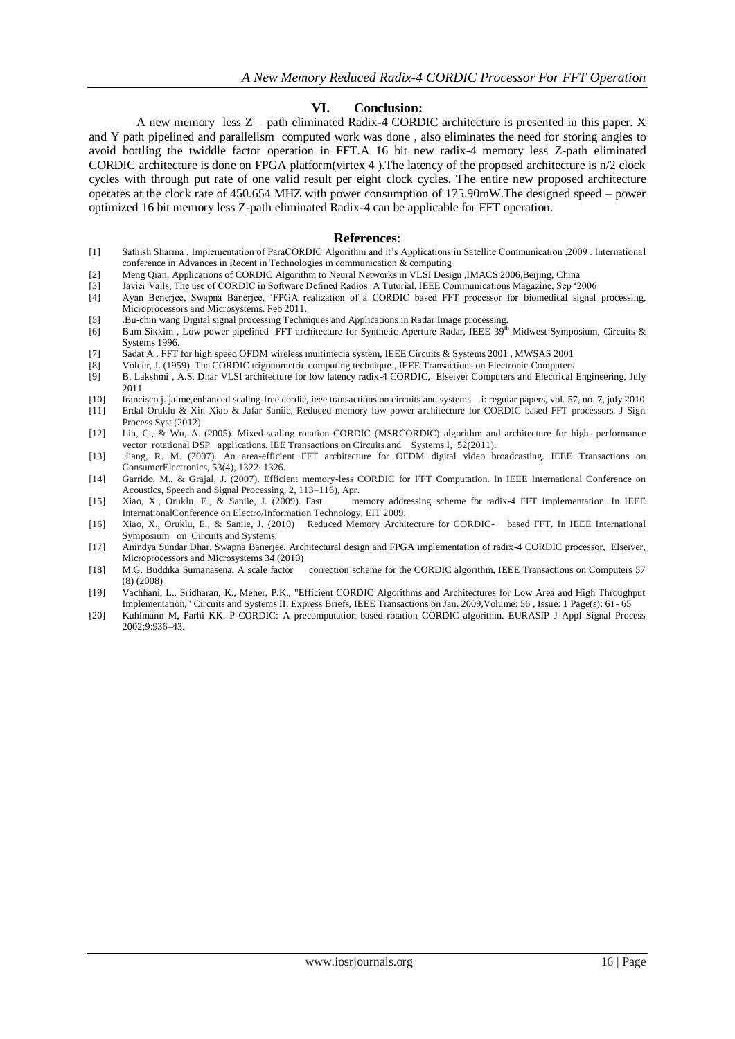## VI. Conclusion:

A new memory less Z – path eliminated Radix-4 CORDIC architecture is presented in this paper. X and Y path pipelined and parallelism computed work was done , also eliminates the need for storing angles to avoid bottling the twiddle factor operation in FFT.A 16 bit new radix-4 memory less Z-path eliminated CORDIC architecture is done on FPGA platform(virtex 4 ).The latency of the proposed architecture is n/2 clock cycles with through put rate of one valid result per eight clock cycles. The entire new proposed architecture operates at the clock rate of 450.654 MHZ with power consumption of 175.90mW.The designed speed – power optimized 16 bit memory less Z-path eliminated Radix-4 can be applicable for FFT operation.

## References:

[1] Sathish Sharma , Implementation of ParaCORDIC Algorithm and it's Applications in Satellite Communication ,2009 . International conference in Advances in Recent in Technologies in communication & computing

[2] Meng Qian, Applications of CORDIC Algorithm to Neural Networks in VLSI Design ,IMACS 2006,Beijing, China

[3] Javier Valls, The use of CORDIC in Software Defined Radios: A Tutorial, IEEE Communications Magazine, Sep '2006

[4] Ayan Benerjee, Swapna Banerjee, 'FPGA realization of a CORDIC based FFT processor for biomedical signal processing, Microprocessors and Microsystems, Feb 2011.

[5] .Bu-chin wang Digital signal processing Techniques and Applications in Radar Image processing.

[6] Bum Sikkim , Low power pipelined FFT architecture for Synthetic Aperture Radar, IEEE 39th Midwest Symposium, Circuits & Systems 1996.

[7] Sadat A , FFT for high speed OFDM wireless multimedia system, IEEE Circuits & Systems 2001 , MWSAS 2001

[8] Volder, J. (1959). The CORDIC trigonometric computing technique., IEEE Transactions on Electronic Computers

[9] B. Lakshmi , A.S. Dhar VLSI architecture for low latency radix-4 CORDIC, Elseiver Computers and Electrical Engineering, July 2011

[10] francisco j. jaime,enhanced scaling-free cordic, ieee transactions on circuits and systems—i: regular papers, vol. 57, no. 7, july 2010

[11] Erdal Oruklu & Xin Xiao & Jafar Saniie, Reduced memory low power architecture for CORDIC based FFT processors. J Sign Process Syst (2012)

[12] Lin, C., & Wu, A. (2005). Mixed-scaling rotation CORDIC (MSRCORDIC) algorithm and architecture for high- performance vector rotational DSP applications. IEE Transactions on Circuits and Systems I, 52(2011).

[13] Jiang, R. M. (2007). An area-efficient FFT architecture for OFDM digital video broadcasting. IEEE Transactions on ConsumerElectronics, 53(4), 1322–1326.

[14] Garrido, M., & Grajal, J. (2007). Efficient memory-less CORDIC for FFT Computation. In IEEE International Conference on Acoustics, Speech and Signal Processing, 2, 113–116), Apr.

[15] Xiao, X., Oruklu, E., & Saniie, J. (2009). Fast memory addressing scheme for radix-4 FFT implementation. In IEEE InternationalConference on Electro/Information Technology, EIT 2009,

[16] Xiao, X., Oruklu, E., & Saniie, J. (2010) Reduced Memory Architecture for CORDIC- based FFT. In IEEE International Symposium on Circuits and Systems,

[17] Anindya Sundar Dhar, Swapna Banerjee, Architectural design and FPGA implementation of radix-4 CORDIC processor, Elseiver, Microprocessors and Microsystems 34 (2010)

[18] M.G. Buddika Sumanasena, A scale factor correction scheme for the CORDIC algorithm, IEEE Transactions on Computers 57 (8) (2008)

[19] Vachhani, L., Sridharan, K., Meher, P.K., "Efficient CORDIC Algorithms and Architectures for Low Area and High Throughput Implementation," Circuits and Systems II: Express Briefs, IEEE Transactions on Jan. 2009,Volume: 56 , Issue: 1 Page(s): 61- 65

[20] Kuhlmann M, Parhi KK. P-CORDIC: A precomputation based rotation CORDIC algorithm. EURASIP J Appl Signal Process 2002;9:936–43.